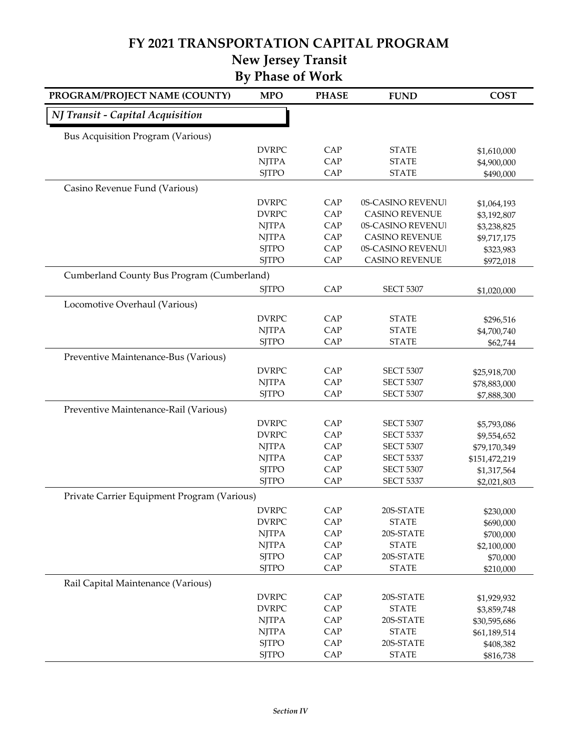# FY 2021 TRANSPORTATION CAPITAL PROGRAM

## New Jersey Transit

## By Phase of Work

| PROGRAM/PROJECT NAME (COUNTY) | MPO | PHASE | FUND | COST |
|---|---|---|---|---|
| ***NJ Transit - Capital Acquisition*** | | | | |
| Bus Acquisition Program (Various) | | | | |
| | DVRPC | CAP | STATE | $1,610,000 |
| | NJTPA | CAP | STATE | $4,900,000 |
| | SJTPO | CAP | STATE | $490,000 |
| Casino Revenue Fund (Various) | | | | |
| | DVRPC | CAP | 0S-CASINO REVENUI | $1,064,193 |
| | DVRPC | CAP | CASINO REVENUE | $3,192,807 |
| | NJTPA | CAP | 0S-CASINO REVENUI | $3,238,825 |
| | NJTPA | CAP | CASINO REVENUE | $9,717,175 |
| | SJTPO | CAP | 0S-CASINO REVENUI | $323,983 |
| | SJTPO | CAP | CASINO REVENUE | $972,018 |
| Cumberland County Bus Program (Cumberland) | | | | |
| | SJTPO | CAP | SECT 5307 | $1,020,000 |
| Locomotive Overhaul (Various) | | | | |
| | DVRPC | CAP | STATE | $296,516 |
| | NJTPA | CAP | STATE | $4,700,740 |
| | SJTPO | CAP | STATE | $62,744 |
| Preventive Maintenance-Bus (Various) | | | | |
| | DVRPC | CAP | SECT 5307 | $25,918,700 |
| | NJTPA | CAP | SECT 5307 | $78,883,000 |
| | SJTPO | CAP | SECT 5307 | $7,888,300 |
| Preventive Maintenance-Rail (Various) | | | | |
| | DVRPC | CAP | SECT 5307 | $5,793,086 |
| | DVRPC | CAP | SECT 5337 | $9,554,652 |
| | NJTPA | CAP | SECT 5307 | $79,170,349 |
| | NJTPA | CAP | SECT 5337 | $151,472,219 |
| | SJTPO | CAP | SECT 5307 | $1,317,564 |
| | SJTPO | CAP | SECT 5337 | $2,021,803 |
| Private Carrier Equipment Program (Various) | | | | |
| | DVRPC | CAP | 20S-STATE | $230,000 |
| | DVRPC | CAP | STATE | $690,000 |
| | NJTPA | CAP | 20S-STATE | $700,000 |
| | NJTPA | CAP | STATE | $2,100,000 |
| | SJTPO | CAP | 20S-STATE | $70,000 |
| | SJTPO | CAP | STATE | $210,000 |
| Rail Capital Maintenance (Various) | | | | |
| | DVRPC | CAP | 20S-STATE | $1,929,932 |
| | DVRPC | CAP | STATE | $3,859,748 |
| | NJTPA | CAP | 20S-STATE | $30,595,686 |
| | NJTPA | CAP | STATE | $61,189,514 |
| | SJTPO | CAP | 20S-STATE | $408,382 |
| | SJTPO | CAP | STATE | $816,738 |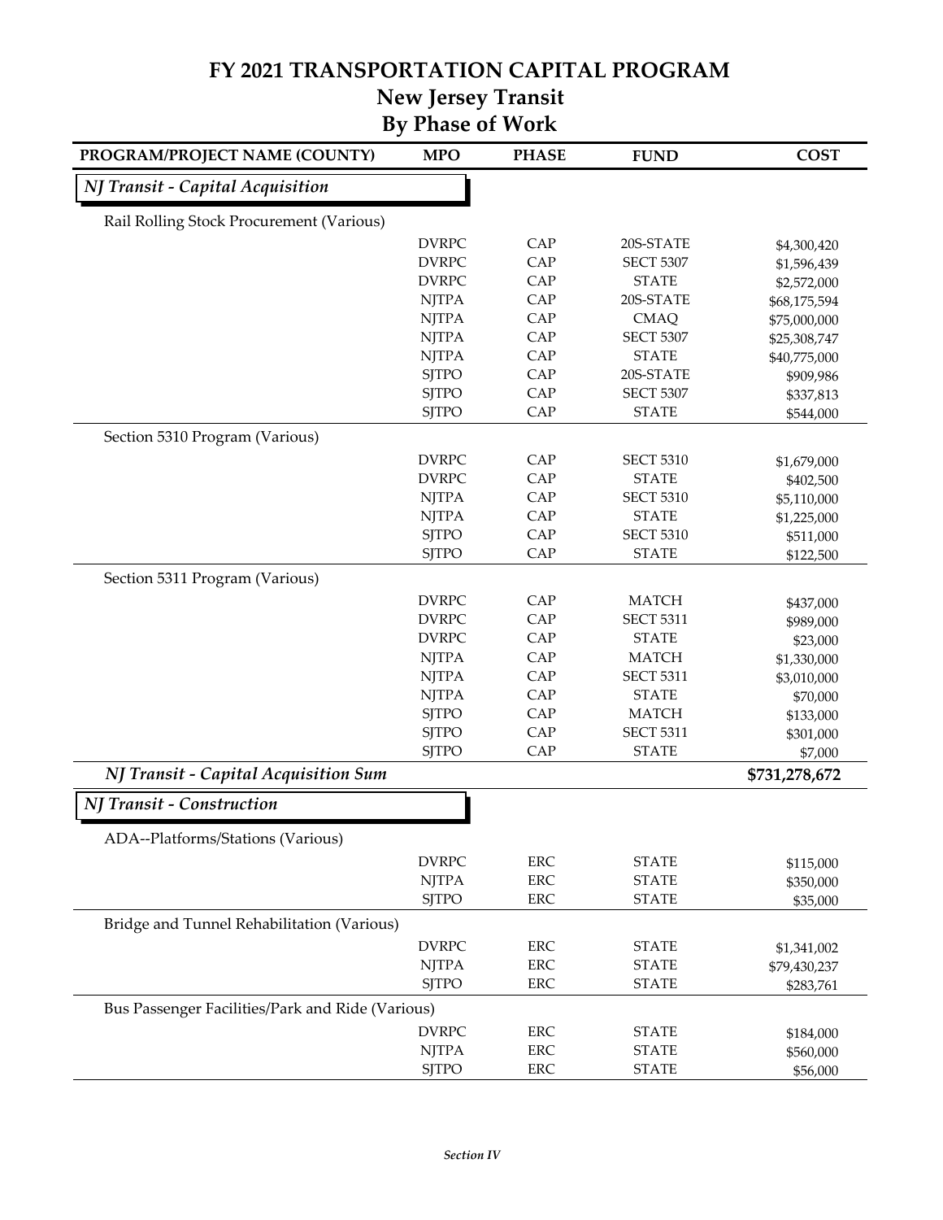# FY 2021 TRANSPORTATION CAPITAL PROGRAM
## New Jersey Transit
## By Phase of Work

| PROGRAM/PROJECT NAME (COUNTY) | MPO | PHASE | FUND | COST |
|---|---|---|---|---|
| ***NJ Transit - Capital Acquisition*** | | | | |
| Rail Rolling Stock Procurement (Various) | | | | |
| | DVRPC | CAP | 20S-STATE | $4,300,420 |
| | DVRPC | CAP | SECT 5307 | $1,596,439 |
| | DVRPC | CAP | STATE | $2,572,000 |
| | NJTPA | CAP | 20S-STATE | $68,175,594 |
| | NJTPA | CAP | CMAQ | $75,000,000 |
| | NJTPA | CAP | SECT 5307 | $25,308,747 |
| | NJTPA | CAP | STATE | $40,775,000 |
| | SJTPO | CAP | 20S-STATE | $909,986 |
| | SJTPO | CAP | SECT 5307 | $337,813 |
| | SJTPO | CAP | STATE | $544,000 |
| Section 5310 Program (Various) | | | | |
| | DVRPC | CAP | SECT 5310 | $1,679,000 |
| | DVRPC | CAP | STATE | $402,500 |
| | NJTPA | CAP | SECT 5310 | $5,110,000 |
| | NJTPA | CAP | STATE | $1,225,000 |
| | SJTPO | CAP | SECT 5310 | $511,000 |
| | SJTPO | CAP | STATE | $122,500 |
| Section 5311 Program (Various) | | | | |
| | DVRPC | CAP | MATCH | $437,000 |
| | DVRPC | CAP | SECT 5311 | $989,000 |
| | DVRPC | CAP | STATE | $23,000 |
| | NJTPA | CAP | MATCH | $1,330,000 |
| | NJTPA | CAP | SECT 5311 | $3,010,000 |
| | NJTPA | CAP | STATE | $70,000 |
| | SJTPO | CAP | MATCH | $133,000 |
| | SJTPO | CAP | SECT 5311 | $301,000 |
| | SJTPO | CAP | STATE | $7,000 |
| ***NJ Transit - Capital Acquisition Sum*** | | | | **$731,278,672** |
| ***NJ Transit - Construction*** | | | | |
| ADA--Platforms/Stations (Various) | | | | |
| | DVRPC | ERC | STATE | $115,000 |
| | NJTPA | ERC | STATE | $350,000 |
| | SJTPO | ERC | STATE | $35,000 |
| Bridge and Tunnel Rehabilitation (Various) | | | | |
| | DVRPC | ERC | STATE | $1,341,002 |
| | NJTPA | ERC | STATE | $79,430,237 |
| | SJTPO | ERC | STATE | $283,761 |
| Bus Passenger Facilities/Park and Ride (Various) | | | | |
| | DVRPC | ERC | STATE | $184,000 |
| | NJTPA | ERC | STATE | $560,000 |
| | SJTPO | ERC | STATE | $56,000 |

*Section IV*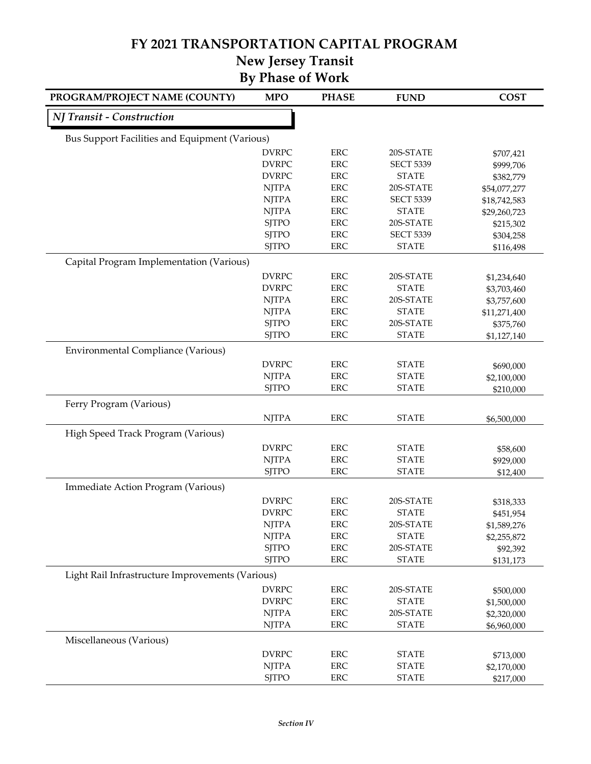# FY 2021 TRANSPORTATION CAPITAL PROGRAM
## New Jersey Transit
## By Phase of Work

| PROGRAM/PROJECT NAME (COUNTY) | MPO | PHASE | FUND | COST |
|---|---|---|---|---|
| ***NJ Transit - Construction*** | | | | |
| Bus Support Facilities and Equipment (Various) | | | | |
| | DVRPC | ERC | 20S-STATE | $707,421 |
| | DVRPC | ERC | SECT 5339 | $999,706 |
| | DVRPC | ERC | STATE | $382,779 |
| | NJTPA | ERC | 20S-STATE | $54,077,277 |
| | NJTPA | ERC | SECT 5339 | $18,742,583 |
| | NJTPA | ERC | STATE | $29,260,723 |
| | SJTPO | ERC | 20S-STATE | $215,302 |
| | SJTPO | ERC | SECT 5339 | $304,258 |
| | SJTPO | ERC | STATE | $116,498 |
| Capital Program Implementation (Various) | | | | |
| | DVRPC | ERC | 20S-STATE | $1,234,640 |
| | DVRPC | ERC | STATE | $3,703,460 |
| | NJTPA | ERC | 20S-STATE | $3,757,600 |
| | NJTPA | ERC | STATE | $11,271,400 |
| | SJTPO | ERC | 20S-STATE | $375,760 |
| | SJTPO | ERC | STATE | $1,127,140 |
| Environmental Compliance (Various) | | | | |
| | DVRPC | ERC | STATE | $690,000 |
| | NJTPA | ERC | STATE | $2,100,000 |
| | SJTPO | ERC | STATE | $210,000 |
| Ferry Program (Various) | | | | |
| | NJTPA | ERC | STATE | $6,500,000 |
| High Speed Track Program (Various) | | | | |
| | DVRPC | ERC | STATE | $58,600 |
| | NJTPA | ERC | STATE | $929,000 |
| | SJTPO | ERC | STATE | $12,400 |
| Immediate Action Program (Various) | | | | |
| | DVRPC | ERC | 20S-STATE | $318,333 |
| | DVRPC | ERC | STATE | $451,954 |
| | NJTPA | ERC | 20S-STATE | $1,589,276 |
| | NJTPA | ERC | STATE | $2,255,872 |
| | SJTPO | ERC | 20S-STATE | $92,392 |
| | SJTPO | ERC | STATE | $131,173 |
| Light Rail Infrastructure Improvements (Various) | | | | |
| | DVRPC | ERC | 20S-STATE | $500,000 |
| | DVRPC | ERC | STATE | $1,500,000 |
| | NJTPA | ERC | 20S-STATE | $2,320,000 |
| | NJTPA | ERC | STATE | $6,960,000 |
| Miscellaneous (Various) | | | | |
| | DVRPC | ERC | STATE | $713,000 |
| | NJTPA | ERC | STATE | $2,170,000 |
| | SJTPO | ERC | STATE | $217,000 |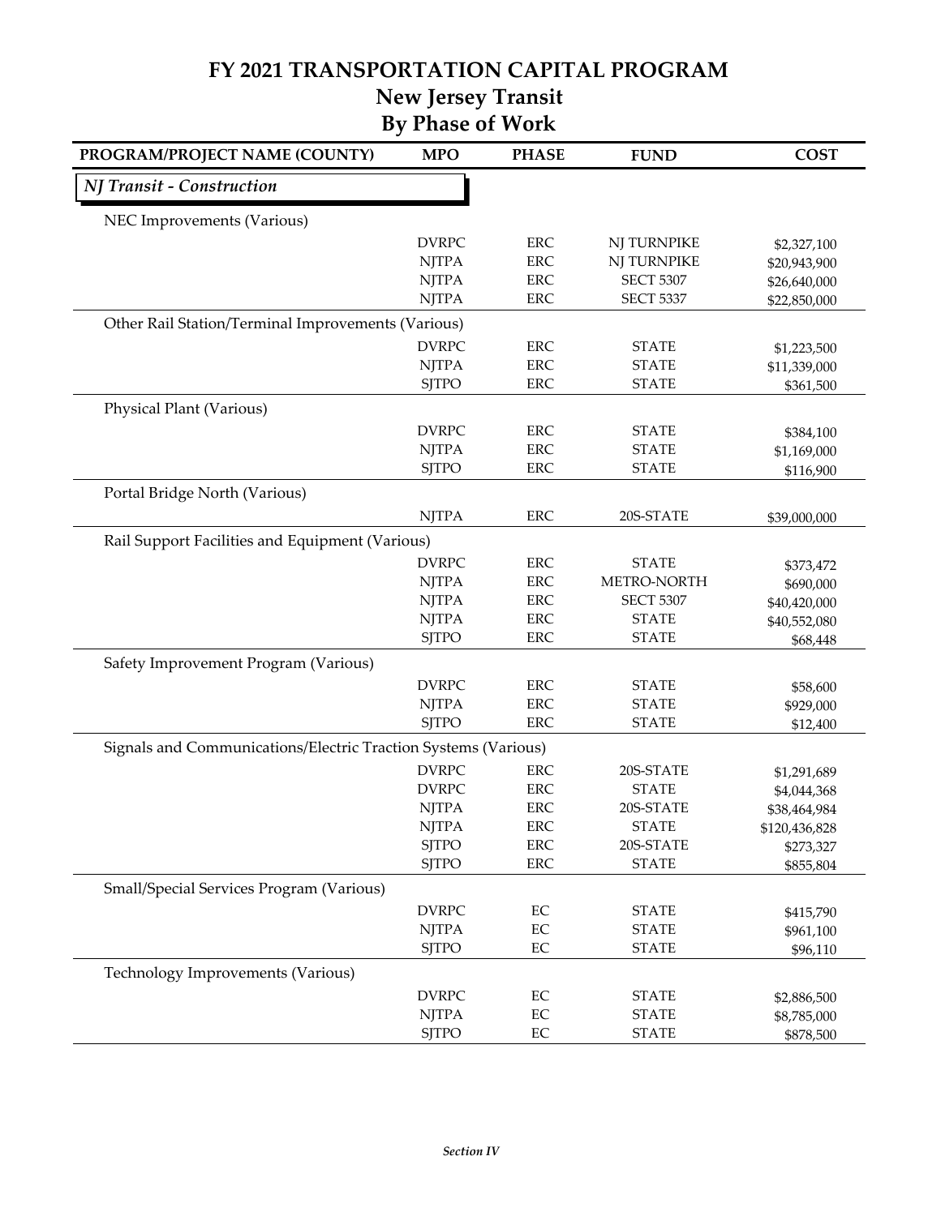# FY 2021 TRANSPORTATION CAPITAL PROGRAM
## New Jersey Transit
## By Phase of Work

| PROGRAM/PROJECT NAME (COUNTY) | MPO | PHASE | FUND | COST |
|---|---|---|---|---|
| ***NJ Transit - Construction*** | | | | |
| NEC Improvements (Various) | | | | |
| | DVRPC | ERC | NJ TURNPIKE | $2,327,100 |
| | NJTPA | ERC | NJ TURNPIKE | $20,943,900 |
| | NJTPA | ERC | SECT 5307 | $26,640,000 |
| | NJTPA | ERC | SECT 5337 | $22,850,000 |
| Other Rail Station/Terminal Improvements (Various) | | | | |
| | DVRPC | ERC | STATE | $1,223,500 |
| | NJTPA | ERC | STATE | $11,339,000 |
| | SJTPO | ERC | STATE | $361,500 |
| Physical Plant (Various) | | | | |
| | DVRPC | ERC | STATE | $384,100 |
| | NJTPA | ERC | STATE | $1,169,000 |
| | SJTPO | ERC | STATE | $116,900 |
| Portal Bridge North (Various) | | | | |
| | NJTPA | ERC | 20S-STATE | $39,000,000 |
| Rail Support Facilities and Equipment (Various) | | | | |
| | DVRPC | ERC | STATE | $373,472 |
| | NJTPA | ERC | METRO-NORTH | $690,000 |
| | NJTPA | ERC | SECT 5307 | $40,420,000 |
| | NJTPA | ERC | STATE | $40,552,080 |
| | SJTPO | ERC | STATE | $68,448 |
| Safety Improvement Program (Various) | | | | |
| | DVRPC | ERC | STATE | $58,600 |
| | NJTPA | ERC | STATE | $929,000 |
| | SJTPO | ERC | STATE | $12,400 |
| Signals and Communications/Electric Traction Systems (Various) | | | | |
| | DVRPC | ERC | 20S-STATE | $1,291,689 |
| | DVRPC | ERC | STATE | $4,044,368 |
| | NJTPA | ERC | 20S-STATE | $38,464,984 |
| | NJTPA | ERC | STATE | $120,436,828 |
| | SJTPO | ERC | 20S-STATE | $273,327 |
| | SJTPO | ERC | STATE | $855,804 |
| Small/Special Services Program (Various) | | | | |
| | DVRPC | EC | STATE | $415,790 |
| | NJTPA | EC | STATE | $961,100 |
| | SJTPO | EC | STATE | $96,110 |
| Technology Improvements (Various) | | | | |
| | DVRPC | EC | STATE | $2,886,500 |
| | NJTPA | EC | STATE | $8,785,000 |
| | SJTPO | EC | STATE | $878,500 |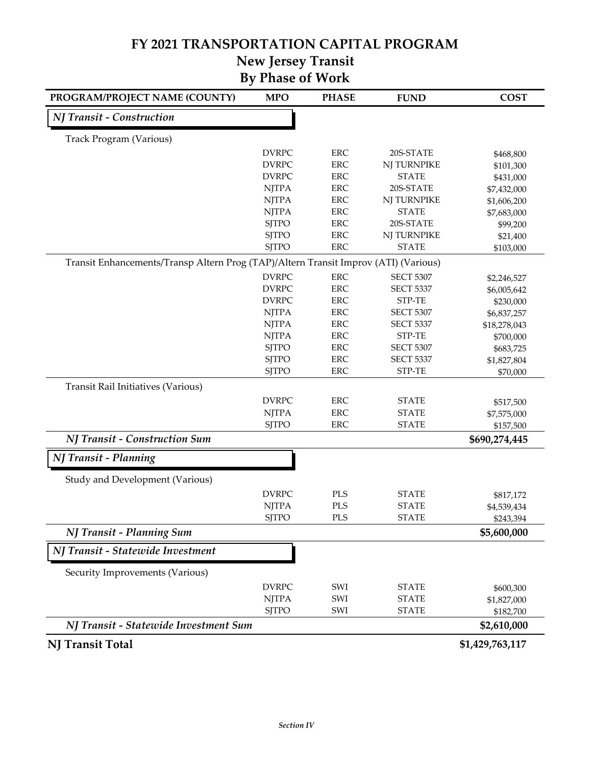# FY 2021 TRANSPORTATION CAPITAL PROGRAM

## New Jersey Transit

## By Phase of Work

| PROGRAM/PROJECT NAME (COUNTY) | MPO | PHASE | FUND | COST |
|---|---|---|---|---|
| ***NJ Transit - Construction*** | | | | |
| Track Program (Various) | | | | |
| | DVRPC | ERC | 20S-STATE | $468,800 |
| | DVRPC | ERC | NJ TURNPIKE | $101,300 |
| | DVRPC | ERC | STATE | $431,000 |
| | NJTPA | ERC | 20S-STATE | $7,432,000 |
| | NJTPA | ERC | NJ TURNPIKE | $1,606,200 |
| | NJTPA | ERC | STATE | $7,683,000 |
| | SJTPO | ERC | 20S-STATE | $99,200 |
| | SJTPO | ERC | NJ TURNPIKE | $21,400 |
| | SJTPO | ERC | STATE | $103,000 |
| Transit Enhancements/Transp Altern Prog (TAP)/Altern Transit Improv (ATI) (Various) | | | | |
| | DVRPC | ERC | SECT 5307 | $2,246,527 |
| | DVRPC | ERC | SECT 5337 | $6,005,642 |
| | DVRPC | ERC | STP-TE | $230,000 |
| | NJTPA | ERC | SECT 5307 | $6,837,257 |
| | NJTPA | ERC | SECT 5337 | $18,278,043 |
| | NJTPA | ERC | STP-TE | $700,000 |
| | SJTPO | ERC | SECT 5307 | $683,725 |
| | SJTPO | ERC | SECT 5337 | $1,827,804 |
| | SJTPO | ERC | STP-TE | $70,000 |
| Transit Rail Initiatives (Various) | | | | |
| | DVRPC | ERC | STATE | $517,500 |
| | NJTPA | ERC | STATE | $7,575,000 |
| | SJTPO | ERC | STATE | $157,500 |
| ***NJ Transit - Construction Sum*** | | | | **$690,274,445** |
| ***NJ Transit - Planning*** | | | | |
| Study and Development (Various) | | | | |
| | DVRPC | PLS | STATE | $817,172 |
| | NJTPA | PLS | STATE | $4,539,434 |
| | SJTPO | PLS | STATE | $243,394 |
| ***NJ Transit - Planning Sum*** | | | | **$5,600,000** |
| ***NJ Transit - Statewide Investment*** | | | | |
| Security Improvements (Various) | | | | |
| | DVRPC | SWI | STATE | $600,300 |
| | NJTPA | SWI | STATE | $1,827,000 |
| | SJTPO | SWI | STATE | $182,700 |
| ***NJ Transit - Statewide Investment Sum*** | | | | **$2,610,000** |
| **NJ Transit Total** | | | | **$1,429,763,117** |

*Section IV*